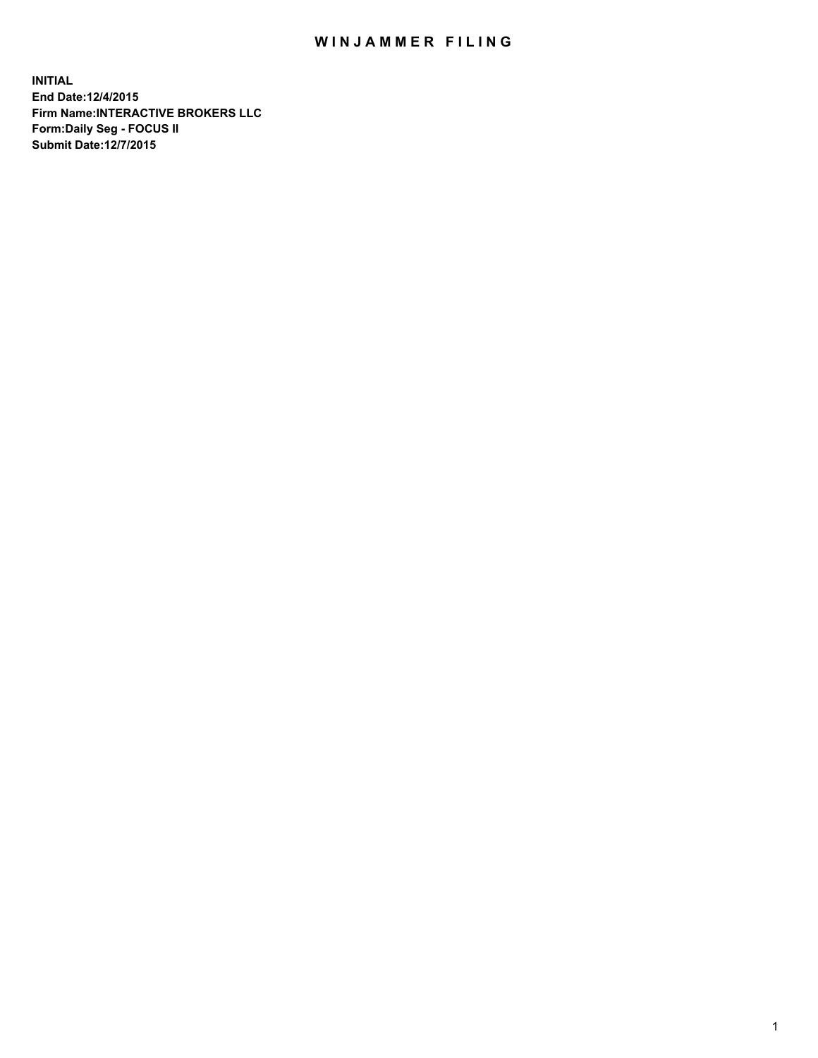# WINJAMMER FILING

**INITIAL**
**End Date:12/4/2015**
**Firm Name:INTERACTIVE BROKERS LLC**
**Form:Daily Seg - FOCUS II**
**Submit Date:12/7/2015**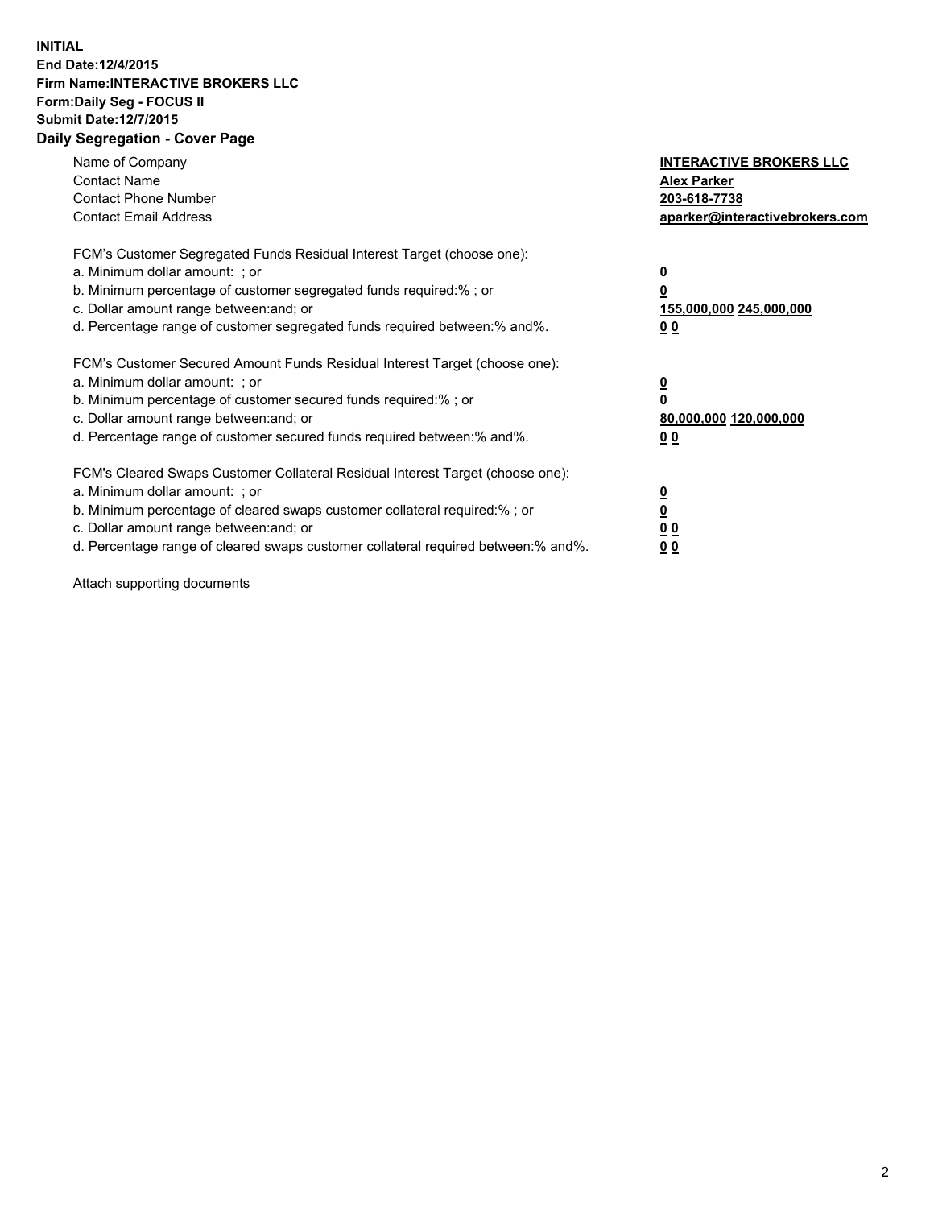**INITIAL**
**End Date:12/4/2015**
**Firm Name:INTERACTIVE BROKERS LLC**
**Form:Daily Seg - FOCUS II**
**Submit Date:12/7/2015**
**Daily Segregation - Cover Page**

| | |
|---|---|
| Name of Company | **INTERACTIVE BROKERS LLC** |
| Contact Name | **Alex Parker** |
| Contact Phone Number | **203-618-7738** |
| Contact Email Address | **aparker@interactivebrokers.com** |

| | |
|---|---|
| FCM's Customer Segregated Funds Residual Interest Target (choose one): | |
| a. Minimum dollar amount: ; or | **0** |
| b. Minimum percentage of customer segregated funds required:% ; or | **0** |
| c. Dollar amount range between:and; or | **155,000,000 245,000,000** |
| d. Percentage range of customer segregated funds required between:% and%. | **0 0** |

| | |
|---|---|
| FCM's Customer Secured Amount Funds Residual Interest Target (choose one): | |
| a. Minimum dollar amount: ; or | **0** |
| b. Minimum percentage of customer secured funds required:% ; or | **0** |
| c. Dollar amount range between:and; or | **80,000,000 120,000,000** |
| d. Percentage range of customer secured funds required between:% and%. | **0 0** |

| | |
|---|---|
| FCM's Cleared Swaps Customer Collateral Residual Interest Target (choose one): | |
| a. Minimum dollar amount: ; or | **0** |
| b. Minimum percentage of cleared swaps customer collateral required:% ; or | **0** |
| c. Dollar amount range between:and; or | **0 0** |
| d. Percentage range of cleared swaps customer collateral required between:% and%. | **0 0** |

Attach supporting documents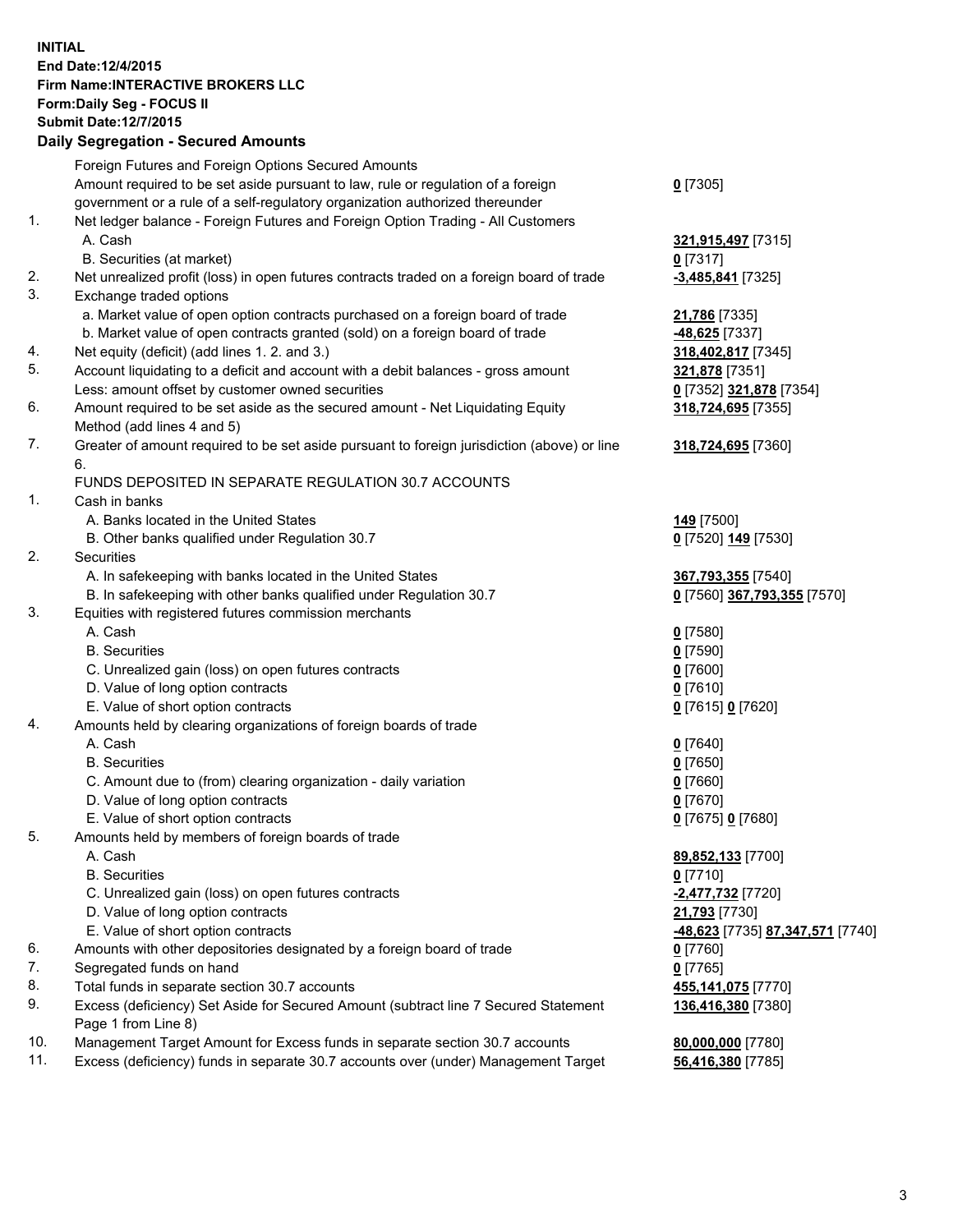**INITIAL**
**End Date:12/4/2015**
**Firm Name:INTERACTIVE BROKERS LLC**
**Form:Daily Seg - FOCUS II**
**Submit Date:12/7/2015**

## Daily Segregation - Secured Amounts

| | | |
|---|---|---|
| | Foreign Futures and Foreign Options Secured Amounts | |
| | Amount required to be set aside pursuant to law, rule or regulation of a foreign government or a rule of a self-regulatory organization authorized thereunder | **0** [7305] |
| 1. | Net ledger balance - Foreign Futures and Foreign Option Trading - All Customers | |
| | A. Cash | **321,915,497** [7315] |
| | B. Securities (at market) | **0** [7317] |
| 2. | Net unrealized profit (loss) in open futures contracts traded on a foreign board of trade | **-3,485,841** [7325] |
| 3. | Exchange traded options | |
| | a. Market value of open option contracts purchased on a foreign board of trade | **21,786** [7335] |
| | b. Market value of open contracts granted (sold) on a foreign board of trade | **-48,625** [7337] |
| 4. | Net equity (deficit) (add lines 1. 2. and 3.) | **318,402,817** [7345] |
| 5. | Account liquidating to a deficit and account with a debit balances - gross amount | **321,878** [7351] |
| | Less: amount offset by customer owned securities | **0** [7352] **321,878** [7354] |
| 6. | Amount required to be set aside as the secured amount - Net Liquidating Equity Method (add lines 4 and 5) | **318,724,695** [7355] |
| 7. | Greater of amount required to be set aside pursuant to foreign jurisdiction (above) or line 6. | **318,724,695** [7360] |
| | FUNDS DEPOSITED IN SEPARATE REGULATION 30.7 ACCOUNTS | |
| 1. | Cash in banks | |
| | A. Banks located in the United States | **149** [7500] |
| | B. Other banks qualified under Regulation 30.7 | **0** [7520] **149** [7530] |
| 2. | Securities | |
| | A. In safekeeping with banks located in the United States | **367,793,355** [7540] |
| | B. In safekeeping with other banks qualified under Regulation 30.7 | **0** [7560] **367,793,355** [7570] |
| 3. | Equities with registered futures commission merchants | |
| | A. Cash | **0** [7580] |
| | B. Securities | **0** [7590] |
| | C. Unrealized gain (loss) on open futures contracts | **0** [7600] |
| | D. Value of long option contracts | **0** [7610] |
| | E. Value of short option contracts | **0** [7615] **0** [7620] |
| 4. | Amounts held by clearing organizations of foreign boards of trade | |
| | A. Cash | **0** [7640] |
| | B. Securities | **0** [7650] |
| | C. Amount due to (from) clearing organization - daily variation | **0** [7660] |
| | D. Value of long option contracts | **0** [7670] |
| | E. Value of short option contracts | **0** [7675] **0** [7680] |
| 5. | Amounts held by members of foreign boards of trade | |
| | A. Cash | **89,852,133** [7700] |
| | B. Securities | **0** [7710] |
| | C. Unrealized gain (loss) on open futures contracts | **-2,477,732** [7720] |
| | D. Value of long option contracts | **21,793** [7730] |
| | E. Value of short option contracts | **-48,623** [7735] **87,347,571** [7740] |
| 6. | Amounts with other depositories designated by a foreign board of trade | **0** [7760] |
| 7. | Segregated funds on hand | **0** [7765] |
| 8. | Total funds in separate section 30.7 accounts | **455,141,075** [7770] |
| 9. | Excess (deficiency) Set Aside for Secured Amount (subtract line 7 Secured Statement Page 1 from Line 8) | **136,416,380** [7380] |
| 10. | Management Target Amount for Excess funds in separate section 30.7 accounts | **80,000,000** [7780] |
| 11. | Excess (deficiency) funds in separate 30.7 accounts over (under) Management Target | **56,416,380** [7785] |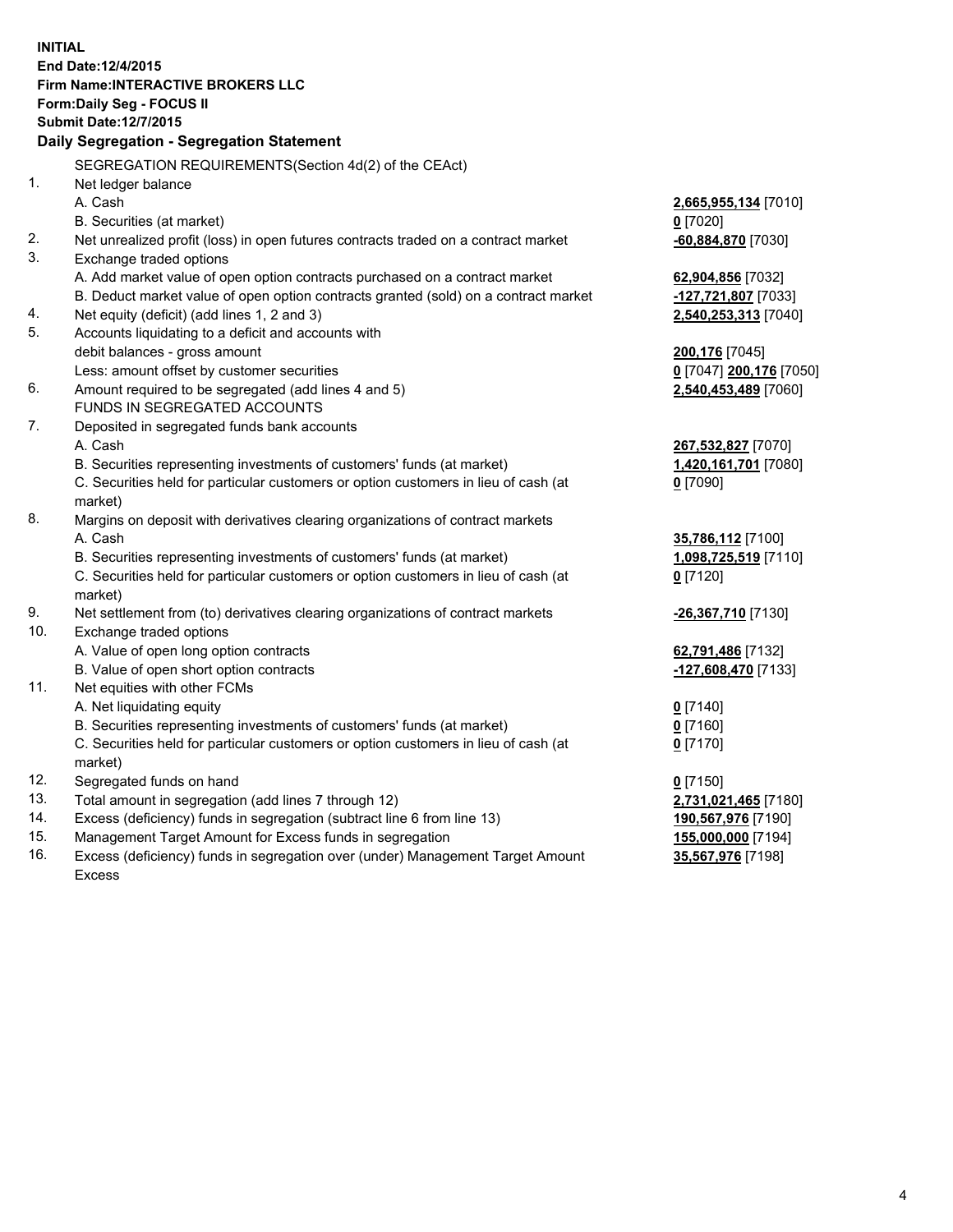**INITIAL**
**End Date:12/4/2015**
**Firm Name:INTERACTIVE BROKERS LLC**
**Form:Daily Seg - FOCUS II**
**Submit Date:12/7/2015**

**Daily Segregation - Segregation Statement**

| | | |
|---|---|---|
| | SEGREGATION REQUIREMENTS(Section 4d(2) of the CEAct) | |
| 1. | Net ledger balance | |
| | A. Cash | **2,665,955,134** [7010] |
| | B. Securities (at market) | **0** [7020] |
| 2. | Net unrealized profit (loss) in open futures contracts traded on a contract market | **-60,884,870** [7030] |
| 3. | Exchange traded options | |
| | A. Add market value of open option contracts purchased on a contract market | **62,904,856** [7032] |
| | B. Deduct market value of open option contracts granted (sold) on a contract market | **-127,721,807** [7033] |
| 4. | Net equity (deficit) (add lines 1, 2 and 3) | **2,540,253,313** [7040] |
| 5. | Accounts liquidating to a deficit and accounts with | |
| | debit balances - gross amount | **200,176** [7045] |
| | Less: amount offset by customer securities | **0** [7047] **200,176** [7050] |
| 6. | Amount required to be segregated (add lines 4 and 5) | **2,540,453,489** [7060] |
| | FUNDS IN SEGREGATED ACCOUNTS | |
| 7. | Deposited in segregated funds bank accounts | |
| | A. Cash | **267,532,827** [7070] |
| | B. Securities representing investments of customers' funds (at market) | **1,420,161,701** [7080] |
| | C. Securities held for particular customers or option customers in lieu of cash (at market) | **0** [7090] |
| 8. | Margins on deposit with derivatives clearing organizations of contract markets | |
| | A. Cash | **35,786,112** [7100] |
| | B. Securities representing investments of customers' funds (at market) | **1,098,725,519** [7110] |
| | C. Securities held for particular customers or option customers in lieu of cash (at market) | **0** [7120] |
| 9. | Net settlement from (to) derivatives clearing organizations of contract markets | **-26,367,710** [7130] |
| 10. | Exchange traded options | |
| | A. Value of open long option contracts | **62,791,486** [7132] |
| | B. Value of open short option contracts | **-127,608,470** [7133] |
| 11. | Net equities with other FCMs | |
| | A. Net liquidating equity | **0** [7140] |
| | B. Securities representing investments of customers' funds (at market) | **0** [7160] |
| | C. Securities held for particular customers or option customers in lieu of cash (at market) | **0** [7170] |
| 12. | Segregated funds on hand | **0** [7150] |
| 13. | Total amount in segregation (add lines 7 through 12) | **2,731,021,465** [7180] |
| 14. | Excess (deficiency) funds in segregation (subtract line 6 from line 13) | **190,567,976** [7190] |
| 15. | Management Target Amount for Excess funds in segregation | **155,000,000** [7194] |
| 16. | Excess (deficiency) funds in segregation over (under) Management Target Amount Excess | **35,567,976** [7198] |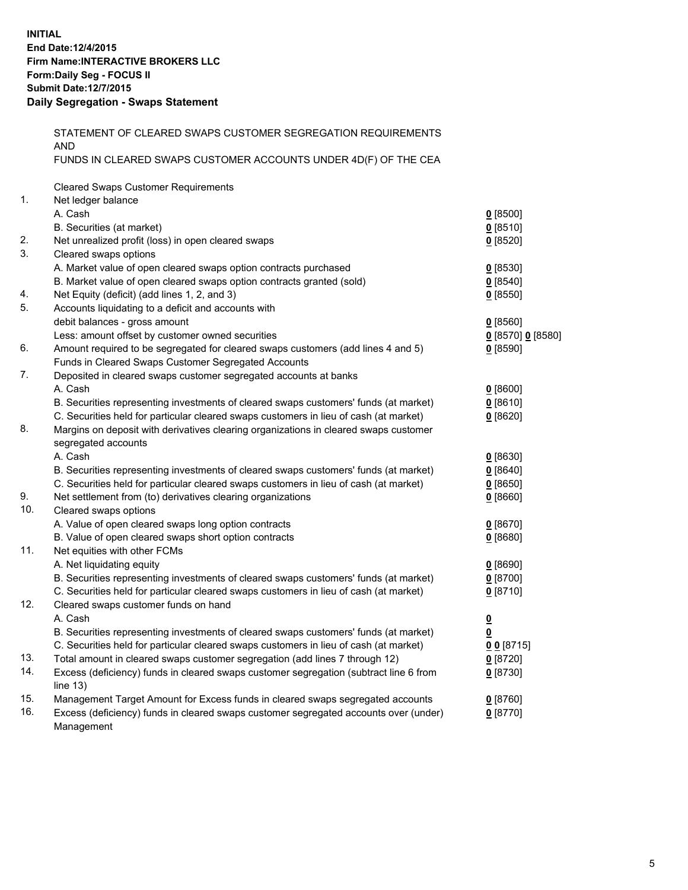**INITIAL**
**End Date:12/4/2015**
**Firm Name:INTERACTIVE BROKERS LLC**
**Form:Daily Seg - FOCUS II**
**Submit Date:12/7/2015**
**Daily Segregation - Swaps Statement**

STATEMENT OF CLEARED SWAPS CUSTOMER SEGREGATION REQUIREMENTS
AND
FUNDS IN CLEARED SWAPS CUSTOMER ACCOUNTS UNDER 4D(F) OF THE CEA

| | | |
|---|---|---|
| | Cleared Swaps Customer Requirements | |
| 1. | Net ledger balance | |
| | A. Cash | 0 [8500] |
| | B. Securities (at market) | 0 [8510] |
| 2. | Net unrealized profit (loss) in open cleared swaps | 0 [8520] |
| 3. | Cleared swaps options | |
| | A. Market value of open cleared swaps option contracts purchased | 0 [8530] |
| | B. Market value of open cleared swaps option contracts granted (sold) | 0 [8540] |
| 4. | Net Equity (deficit) (add lines 1, 2, and 3) | 0 [8550] |
| 5. | Accounts liquidating to a deficit and accounts with | |
| | debit balances - gross amount | 0 [8560] |
| | Less: amount offset by customer owned securities | 0 [8570] 0 [8580] |
| 6. | Amount required to be segregated for cleared swaps customers (add lines 4 and 5) | 0 [8590] |
| | Funds in Cleared Swaps Customer Segregated Accounts | |
| 7. | Deposited in cleared swaps customer segregated accounts at banks | |
| | A. Cash | 0 [8600] |
| | B. Securities representing investments of cleared swaps customers' funds (at market) | 0 [8610] |
| | C. Securities held for particular cleared swaps customers in lieu of cash (at market) | 0 [8620] |
| 8. | Margins on deposit with derivatives clearing organizations in cleared swaps customer segregated accounts | |
| | A. Cash | 0 [8630] |
| | B. Securities representing investments of cleared swaps customers' funds (at market) | 0 [8640] |
| | C. Securities held for particular cleared swaps customers in lieu of cash (at market) | 0 [8650] |
| 9. | Net settlement from (to) derivatives clearing organizations | 0 [8660] |
| 10. | Cleared swaps options | |
| | A. Value of open cleared swaps long option contracts | 0 [8670] |
| | B. Value of open cleared swaps short option contracts | 0 [8680] |
| 11. | Net equities with other FCMs | |
| | A. Net liquidating equity | 0 [8690] |
| | B. Securities representing investments of cleared swaps customers' funds (at market) | 0 [8700] |
| | C. Securities held for particular cleared swaps customers in lieu of cash (at market) | 0 [8710] |
| 12. | Cleared swaps customer funds on hand | |
| | A. Cash | 0 |
| | B. Securities representing investments of cleared swaps customers' funds (at market) | 0 |
| | C. Securities held for particular cleared swaps customers in lieu of cash (at market) | 0 0 [8715] |
| 13. | Total amount in cleared swaps customer segregation (add lines 7 through 12) | 0 [8720] |
| 14. | Excess (deficiency) funds in cleared swaps customer segregation (subtract line 6 from line 13) | 0 [8730] |
| 15. | Management Target Amount for Excess funds in cleared swaps segregated accounts | 0 [8760] |
| 16. | Excess (deficiency) funds in cleared swaps customer segregated accounts over (under) Management | 0 [8770] |